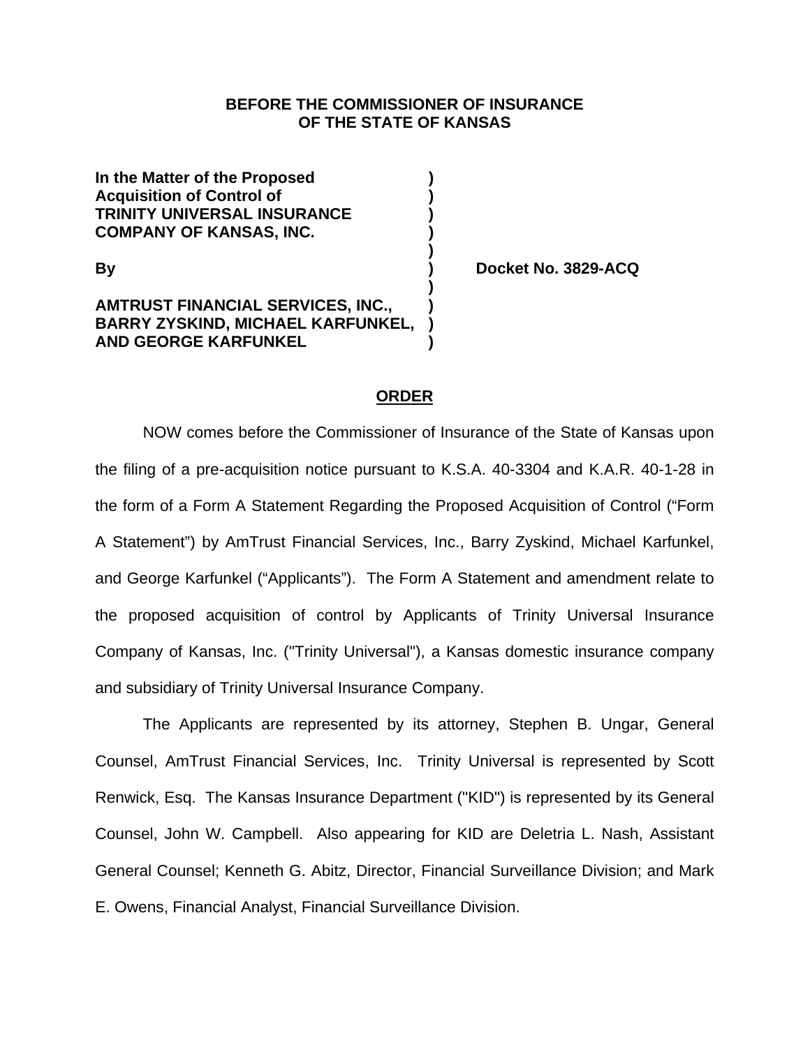**BEFORE THE COMMISSIONER OF INSURANCE**
**OF THE STATE OF KANSAS**

| | | |
|---|---|---|
| **In the Matter of the Proposed Acquisition of Control of TRINITY UNIVERSAL INSURANCE COMPANY OF KANSAS, INC.** | **)** | |
| **By** | **)** | **Docket No. 3829-ACQ** |
| **AMTRUST FINANCIAL SERVICES, INC., BARRY ZYSKIND, MICHAEL KARFUNKEL, AND GEORGE KARFUNKEL** | **)** | |

## ORDER

NOW comes before the Commissioner of Insurance of the State of Kansas upon the filing of a pre-acquisition notice pursuant to K.S.A. 40-3304 and K.A.R. 40-1-28 in the form of a Form A Statement Regarding the Proposed Acquisition of Control ("Form A Statement") by AmTrust Financial Services, Inc., Barry Zyskind, Michael Karfunkel, and George Karfunkel ("Applicants"). The Form A Statement and amendment relate to the proposed acquisition of control by Applicants of Trinity Universal Insurance Company of Kansas, Inc. ("Trinity Universal"), a Kansas domestic insurance company and subsidiary of Trinity Universal Insurance Company.

The Applicants are represented by its attorney, Stephen B. Ungar, General Counsel, AmTrust Financial Services, Inc. Trinity Universal is represented by Scott Renwick, Esq. The Kansas Insurance Department ("KID") is represented by its General Counsel, John W. Campbell. Also appearing for KID are Deletria L. Nash, Assistant General Counsel; Kenneth G. Abitz, Director, Financial Surveillance Division; and Mark E. Owens, Financial Analyst, Financial Surveillance Division.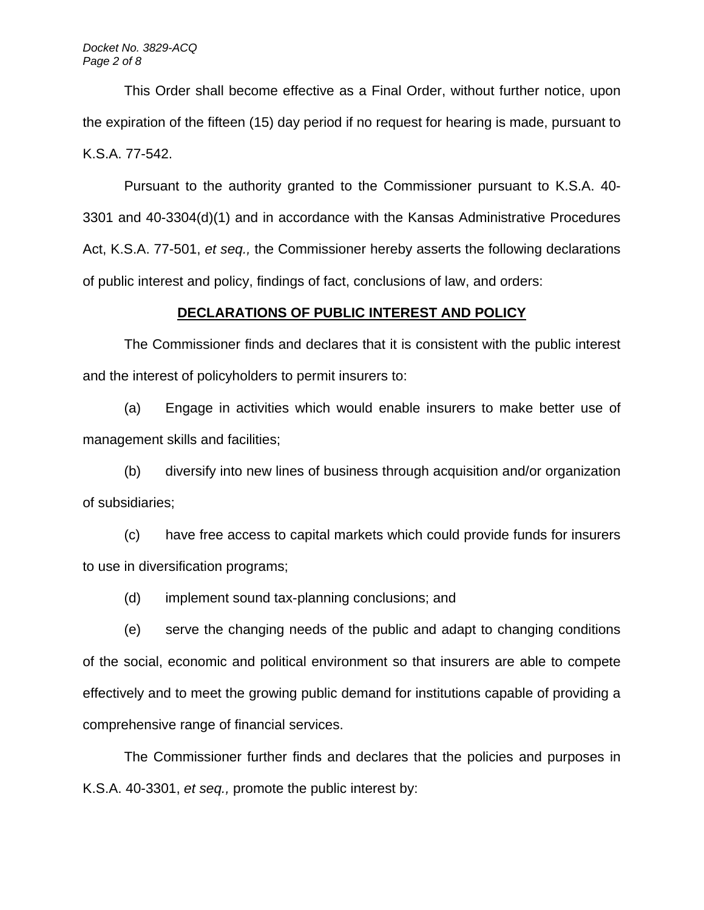This Order shall become effective as a Final Order, without further notice, upon the expiration of the fifteen (15) day period if no request for hearing is made, pursuant to K.S.A. 77-542.

Pursuant to the authority granted to the Commissioner pursuant to K.S.A. 40-3301 and 40-3304(d)(1) and in accordance with the Kansas Administrative Procedures Act, K.S.A. 77-501, *et seq.,* the Commissioner hereby asserts the following declarations of public interest and policy, findings of fact, conclusions of law, and orders:

## DECLARATIONS OF PUBLIC INTEREST AND POLICY

The Commissioner finds and declares that it is consistent with the public interest and the interest of policyholders to permit insurers to:

(a) Engage in activities which would enable insurers to make better use of management skills and facilities;

(b) diversify into new lines of business through acquisition and/or organization of subsidiaries;

(c) have free access to capital markets which could provide funds for insurers to use in diversification programs;

(d) implement sound tax-planning conclusions; and

(e) serve the changing needs of the public and adapt to changing conditions of the social, economic and political environment so that insurers are able to compete effectively and to meet the growing public demand for institutions capable of providing a comprehensive range of financial services.

The Commissioner further finds and declares that the policies and purposes in K.S.A. 40-3301, *et seq.,* promote the public interest by: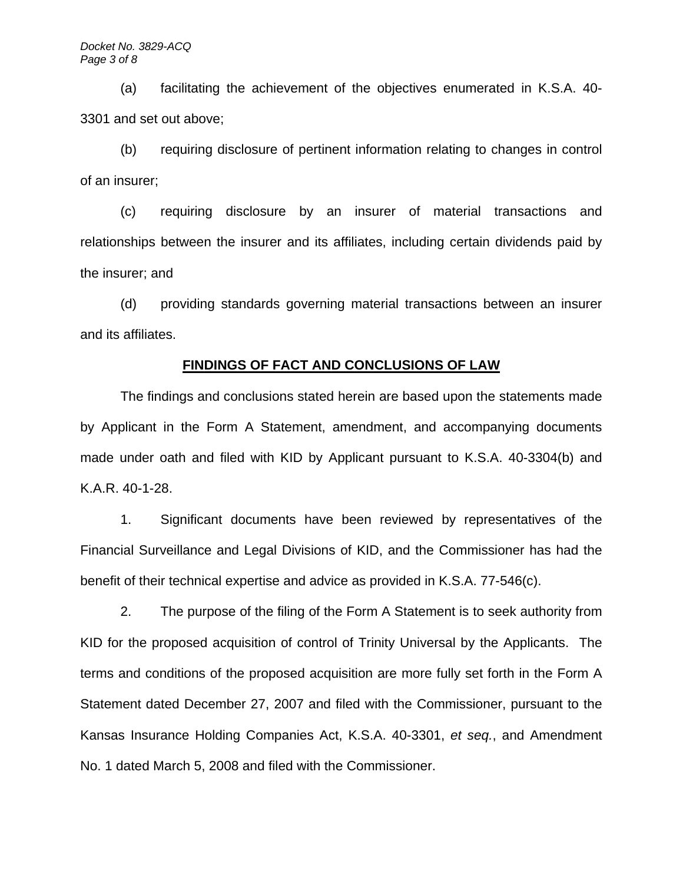(a) facilitating the achievement of the objectives enumerated in K.S.A. 40-3301 and set out above;

(b) requiring disclosure of pertinent information relating to changes in control of an insurer;

(c) requiring disclosure by an insurer of material transactions and relationships between the insurer and its affiliates, including certain dividends paid by the insurer; and

(d) providing standards governing material transactions between an insurer and its affiliates.

## **FINDINGS OF FACT AND CONCLUSIONS OF LAW**

The findings and conclusions stated herein are based upon the statements made by Applicant in the Form A Statement, amendment, and accompanying documents made under oath and filed with KID by Applicant pursuant to K.S.A. 40-3304(b) and K.A.R. 40-1-28.

1. Significant documents have been reviewed by representatives of the Financial Surveillance and Legal Divisions of KID, and the Commissioner has had the benefit of their technical expertise and advice as provided in K.S.A. 77-546(c).

2. The purpose of the filing of the Form A Statement is to seek authority from KID for the proposed acquisition of control of Trinity Universal by the Applicants. The terms and conditions of the proposed acquisition are more fully set forth in the Form A Statement dated December 27, 2007 and filed with the Commissioner, pursuant to the Kansas Insurance Holding Companies Act, K.S.A. 40-3301, *et seq.*, and Amendment No. 1 dated March 5, 2008 and filed with the Commissioner.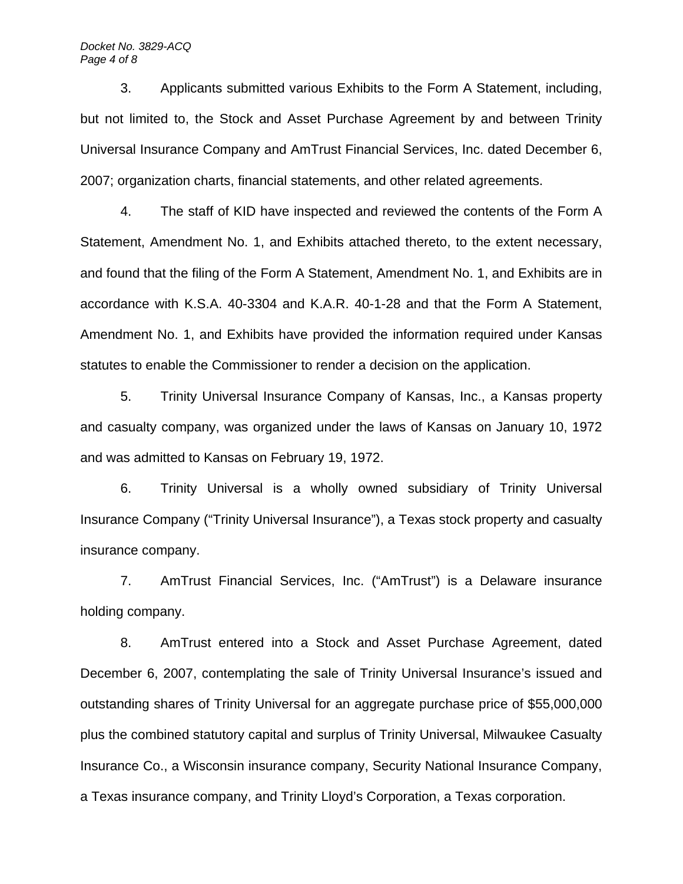3. Applicants submitted various Exhibits to the Form A Statement, including, but not limited to, the Stock and Asset Purchase Agreement by and between Trinity Universal Insurance Company and AmTrust Financial Services, Inc. dated December 6, 2007; organization charts, financial statements, and other related agreements.

4. The staff of KID have inspected and reviewed the contents of the Form A Statement, Amendment No. 1, and Exhibits attached thereto, to the extent necessary, and found that the filing of the Form A Statement, Amendment No. 1, and Exhibits are in accordance with K.S.A. 40-3304 and K.A.R. 40-1-28 and that the Form A Statement, Amendment No. 1, and Exhibits have provided the information required under Kansas statutes to enable the Commissioner to render a decision on the application.

5. Trinity Universal Insurance Company of Kansas, Inc., a Kansas property and casualty company, was organized under the laws of Kansas on January 10, 1972 and was admitted to Kansas on February 19, 1972.

6. Trinity Universal is a wholly owned subsidiary of Trinity Universal Insurance Company ("Trinity Universal Insurance"), a Texas stock property and casualty insurance company.

7. AmTrust Financial Services, Inc. ("AmTrust") is a Delaware insurance holding company.

8. AmTrust entered into a Stock and Asset Purchase Agreement, dated December 6, 2007, contemplating the sale of Trinity Universal Insurance's issued and outstanding shares of Trinity Universal for an aggregate purchase price of $55,000,000 plus the combined statutory capital and surplus of Trinity Universal, Milwaukee Casualty Insurance Co., a Wisconsin insurance company, Security National Insurance Company, a Texas insurance company, and Trinity Lloyd's Corporation, a Texas corporation.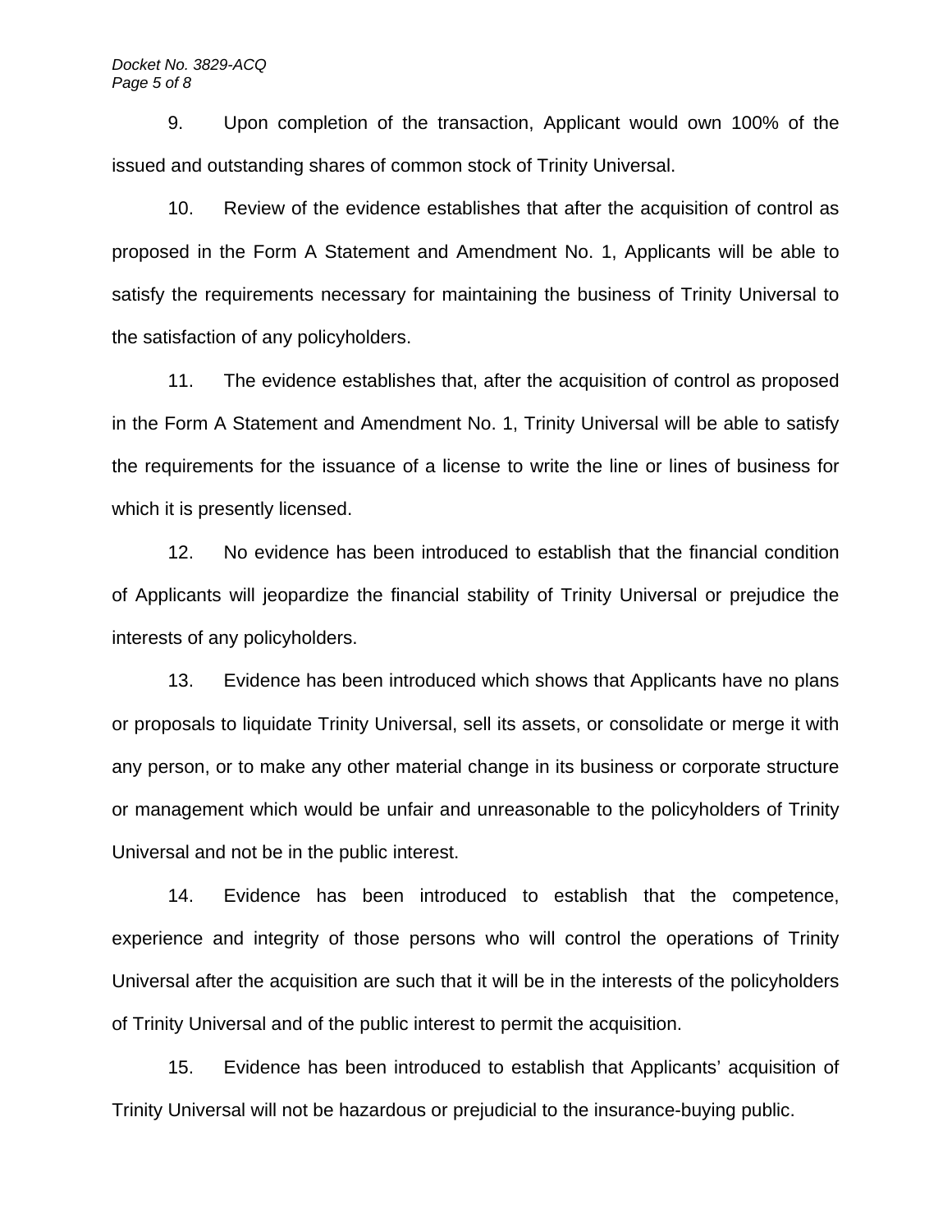9. Upon completion of the transaction, Applicant would own 100% of the issued and outstanding shares of common stock of Trinity Universal.

10. Review of the evidence establishes that after the acquisition of control as proposed in the Form A Statement and Amendment No. 1, Applicants will be able to satisfy the requirements necessary for maintaining the business of Trinity Universal to the satisfaction of any policyholders.

11. The evidence establishes that, after the acquisition of control as proposed in the Form A Statement and Amendment No. 1, Trinity Universal will be able to satisfy the requirements for the issuance of a license to write the line or lines of business for which it is presently licensed.

12. No evidence has been introduced to establish that the financial condition of Applicants will jeopardize the financial stability of Trinity Universal or prejudice the interests of any policyholders.

13. Evidence has been introduced which shows that Applicants have no plans or proposals to liquidate Trinity Universal, sell its assets, or consolidate or merge it with any person, or to make any other material change in its business or corporate structure or management which would be unfair and unreasonable to the policyholders of Trinity Universal and not be in the public interest.

14. Evidence has been introduced to establish that the competence, experience and integrity of those persons who will control the operations of Trinity Universal after the acquisition are such that it will be in the interests of the policyholders of Trinity Universal and of the public interest to permit the acquisition.

15. Evidence has been introduced to establish that Applicants' acquisition of Trinity Universal will not be hazardous or prejudicial to the insurance-buying public.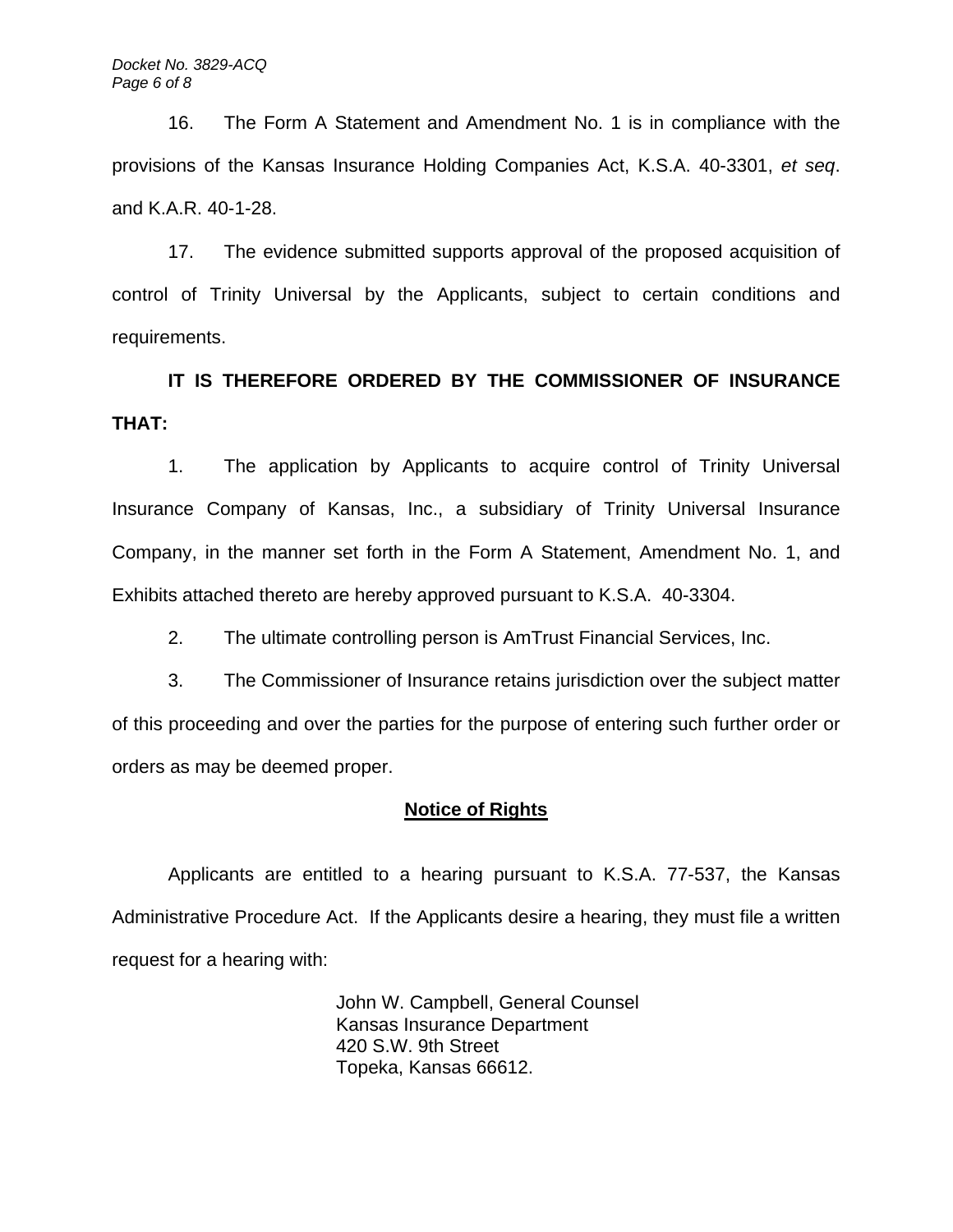16. The Form A Statement and Amendment No. 1 is in compliance with the provisions of the Kansas Insurance Holding Companies Act, K.S.A. 40-3301, *et seq*. and K.A.R. 40-1-28.

17. The evidence submitted supports approval of the proposed acquisition of control of Trinity Universal by the Applicants, subject to certain conditions and requirements.

**IT IS THEREFORE ORDERED BY THE COMMISSIONER OF INSURANCE THAT:**

1. The application by Applicants to acquire control of Trinity Universal Insurance Company of Kansas, Inc., a subsidiary of Trinity Universal Insurance Company, in the manner set forth in the Form A Statement, Amendment No. 1, and Exhibits attached thereto are hereby approved pursuant to K.S.A. 40-3304.

2. The ultimate controlling person is AmTrust Financial Services, Inc.

3. The Commissioner of Insurance retains jurisdiction over the subject matter of this proceeding and over the parties for the purpose of entering such further order or orders as may be deemed proper.

## <u>Notice of Rights</u>

Applicants are entitled to a hearing pursuant to K.S.A. 77-537, the Kansas Administrative Procedure Act. If the Applicants desire a hearing, they must file a written request for a hearing with:

John W. Campbell, General Counsel
Kansas Insurance Department
420 S.W. 9th Street
Topeka, Kansas 66612.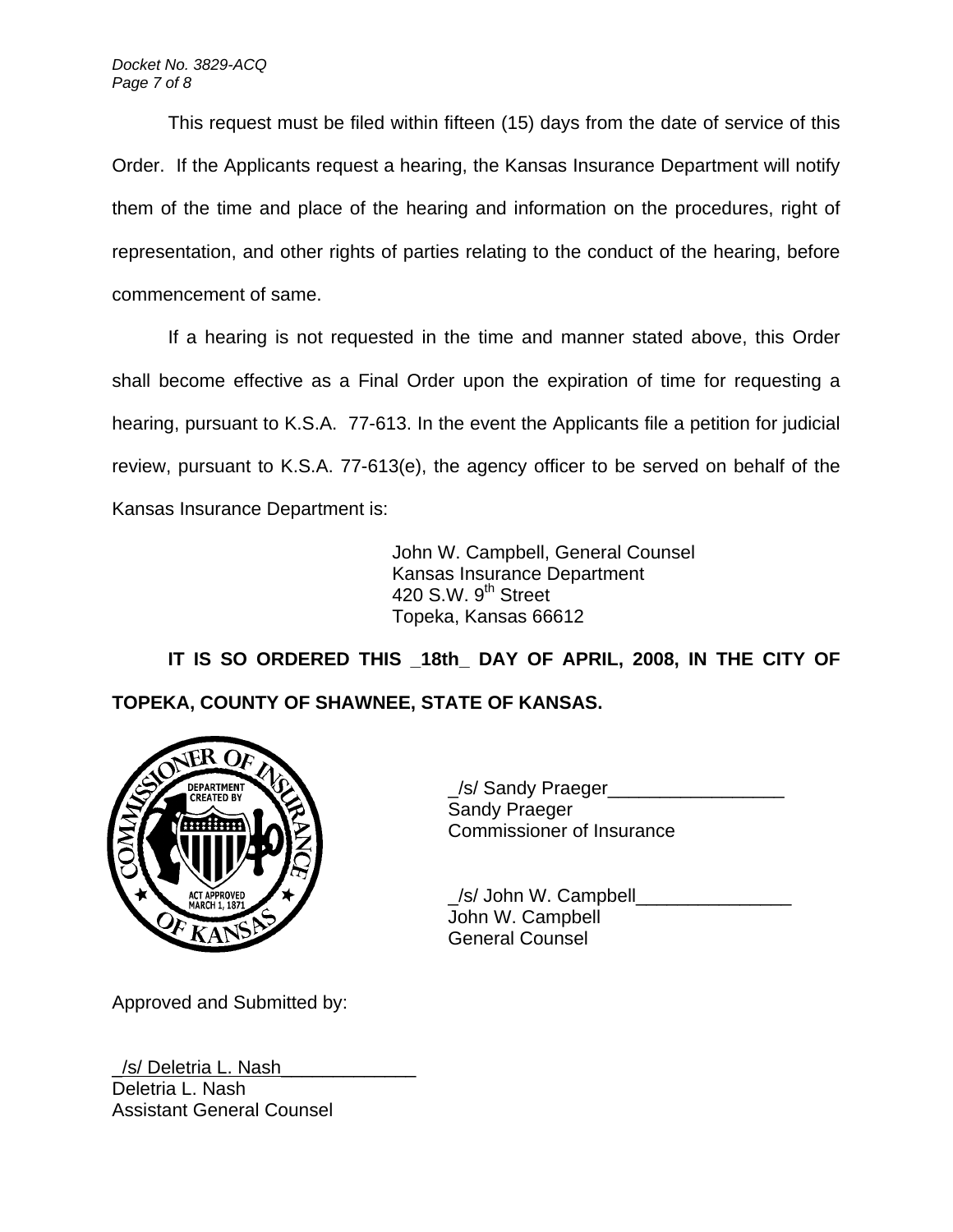This request must be filed within fifteen (15) days from the date of service of this Order. If the Applicants request a hearing, the Kansas Insurance Department will notify them of the time and place of the hearing and information on the procedures, right of representation, and other rights of parties relating to the conduct of the hearing, before commencement of same.

If a hearing is not requested in the time and manner stated above, this Order shall become effective as a Final Order upon the expiration of time for requesting a hearing, pursuant to K.S.A. 77-613. In the event the Applicants file a petition for judicial review, pursuant to K.S.A. 77-613(e), the agency officer to be served on behalf of the Kansas Insurance Department is:

John W. Campbell, General Counsel
Kansas Insurance Department
420 S.W. 9th Street
Topeka, Kansas 66612

**IT IS SO ORDERED THIS _18th_ DAY OF APRIL, 2008, IN THE CITY OF TOPEKA, COUNTY OF SHAWNEE, STATE OF KANSAS.**

COMMISSIONER OF INSURANCE OF KANSAS
DEPARTMENT CREATED BY ACT APPROVED MARCH 1, 1871

_/s/ Sandy Praeger_________________
Sandy Praeger
Commissioner of Insurance

_/s/ John W. Campbell_______________
John W. Campbell
General Counsel

Approved and Submitted by:

_/s/ Deletria L. Nash_____________
Deletria L. Nash
Assistant General Counsel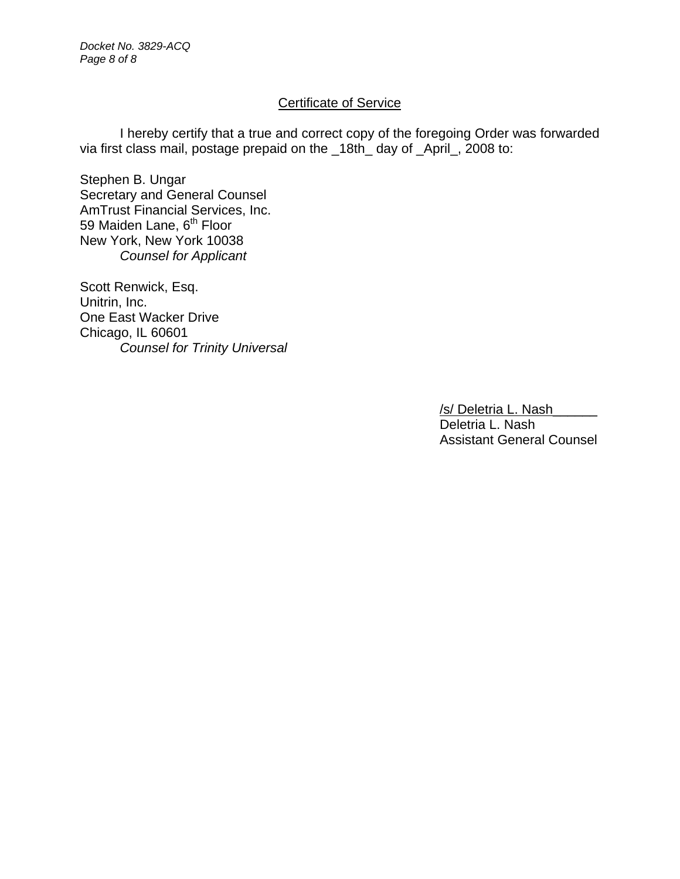## Certificate of Service

I hereby certify that a true and correct copy of the foregoing Order was forwarded via first class mail, postage prepaid on the _18th_ day of _April_, 2008 to:

Stephen B. Ungar
Secretary and General Counsel
AmTrust Financial Services, Inc.
59 Maiden Lane, 6th Floor
New York, New York 10038
*Counsel for Applicant*

Scott Renwick, Esq.
Unitrin, Inc.
One East Wacker Drive
Chicago, IL 60601
*Counsel for Trinity Universal*

/s/ Deletria L. Nash______
Deletria L. Nash
Assistant General Counsel